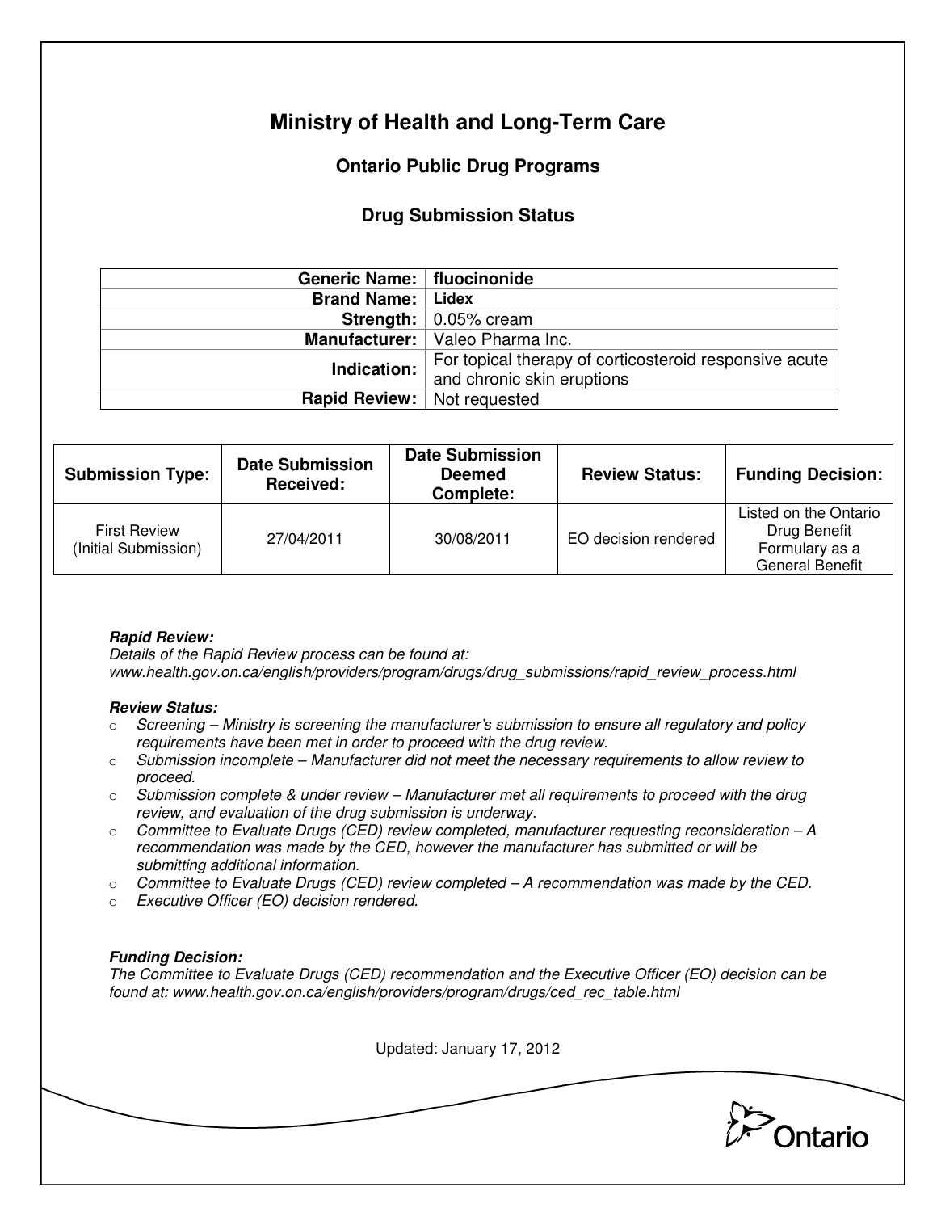# Ministry of Health and Long-Term Care

## Ontario Public Drug Programs

### Drug Submission Status

| | |
|---|---|
| **Generic Name:** | **fluocinonide** |
| **Brand Name:** | **Lidex** |
| **Strength:** | 0.05% cream |
| **Manufacturer:** | Valeo Pharma Inc. |
| **Indication:** | For topical therapy of corticosteroid responsive acute and chronic skin eruptions |
| **Rapid Review:** | Not requested |

| Submission Type: | Date Submission Received: | Date Submission Deemed Complete: | Review Status: | Funding Decision: |
|---|---|---|---|---|
| First Review (Initial Submission) | 27/04/2011 | 30/08/2011 | EO decision rendered | Listed on the Ontario Drug Benefit Formulary as a General Benefit |

***Rapid Review:***
*Details of the Rapid Review process can be found at:*
*www.health.gov.on.ca/english/providers/program/drugs/drug_submissions/rapid_review_process.html*

***Review Status:***

- *Screening – Ministry is screening the manufacturer's submission to ensure all regulatory and policy requirements have been met in order to proceed with the drug review.*
- *Submission incomplete – Manufacturer did not meet the necessary requirements to allow review to proceed.*
- *Submission complete & under review – Manufacturer met all requirements to proceed with the drug review, and evaluation of the drug submission is underway.*
- *Committee to Evaluate Drugs (CED) review completed, manufacturer requesting reconsideration – A recommendation was made by the CED, however the manufacturer has submitted or will be submitting additional information.*
- *Committee to Evaluate Drugs (CED) review completed – A recommendation was made by the CED.*
- *Executive Officer (EO) decision rendered.*

***Funding Decision:***
*The Committee to Evaluate Drugs (CED) recommendation and the Executive Officer (EO) decision can be found at: www.health.gov.on.ca/english/providers/program/drugs/ced_rec_table.html*

Updated: January 17, 2012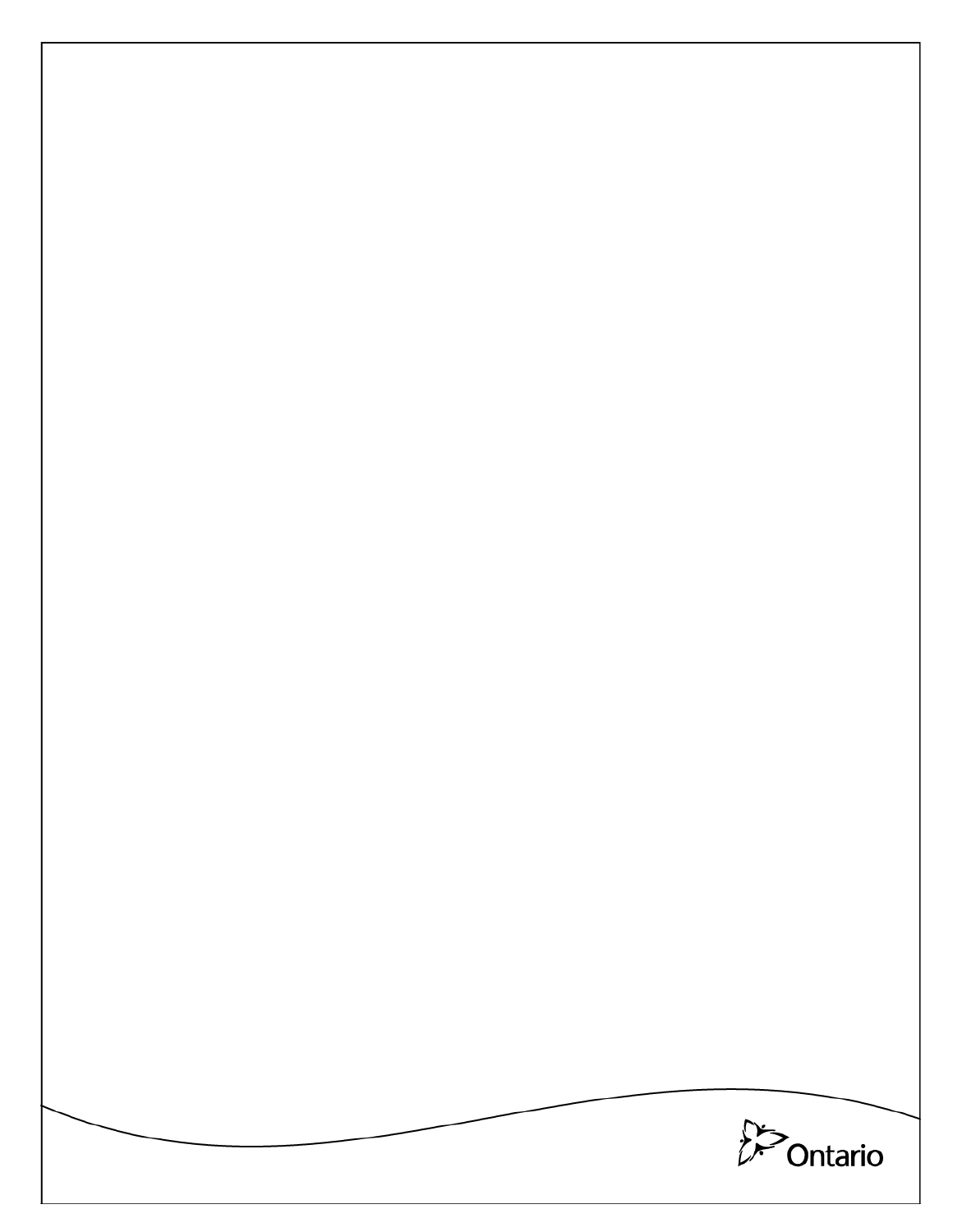Ontario